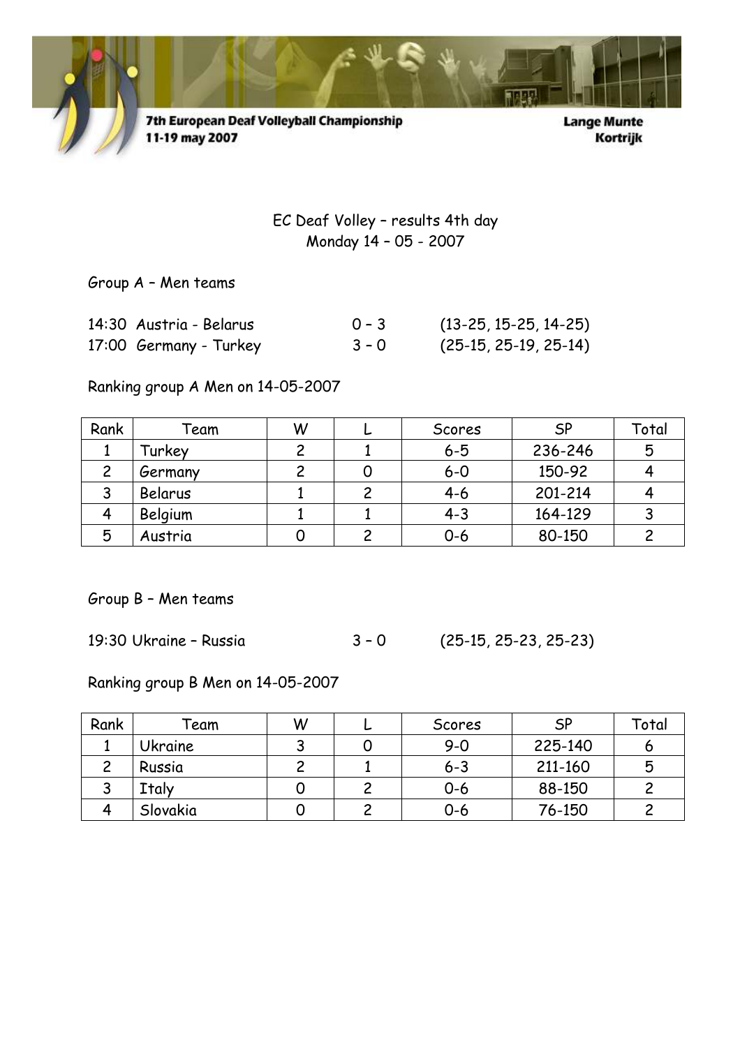7th European Deaf Volleyball Championship
11-19 may 2007

Lange Munte
Kortrijk

# EC Deaf Volley – results 4th day
## Monday 14 – 05 - 2007

Group A – Men teams

14:30 Austria - Belarus 0 – 3 (13-25, 15-25, 14-25)
17:00 Germany - Turkey 3 – 0 (25-15, 25-19, 25-14)

Ranking group A Men on 14-05-2007

| Rank | Team | W | L | Scores | SP | Total |
|---|---|---|---|---|---|---|
| 1 | Turkey | 2 | 1 | 6-5 | 236-246 | 5 |
| 2 | Germany | 2 | 0 | 6-0 | 150-92 | 4 |
| 3 | Belarus | 1 | 2 | 4-6 | 201-214 | 4 |
| 4 | Belgium | 1 | 1 | 4-3 | 164-129 | 3 |
| 5 | Austria | 0 | 2 | 0-6 | 80-150 | 2 |

Group B – Men teams

19:30 Ukraine – Russia 3 – 0 (25-15, 25-23, 25-23)

Ranking group B Men on 14-05-2007

| Rank | Team | W | L | Scores | SP | Total |
|---|---|---|---|---|---|---|
| 1 | Ukraine | 3 | 0 | 9-0 | 225-140 | 6 |
| 2 | Russia | 2 | 1 | 6-3 | 211-160 | 5 |
| 3 | Italy | 0 | 2 | 0-6 | 88-150 | 2 |
| 4 | Slovakia | 0 | 2 | 0-6 | 76-150 | 2 |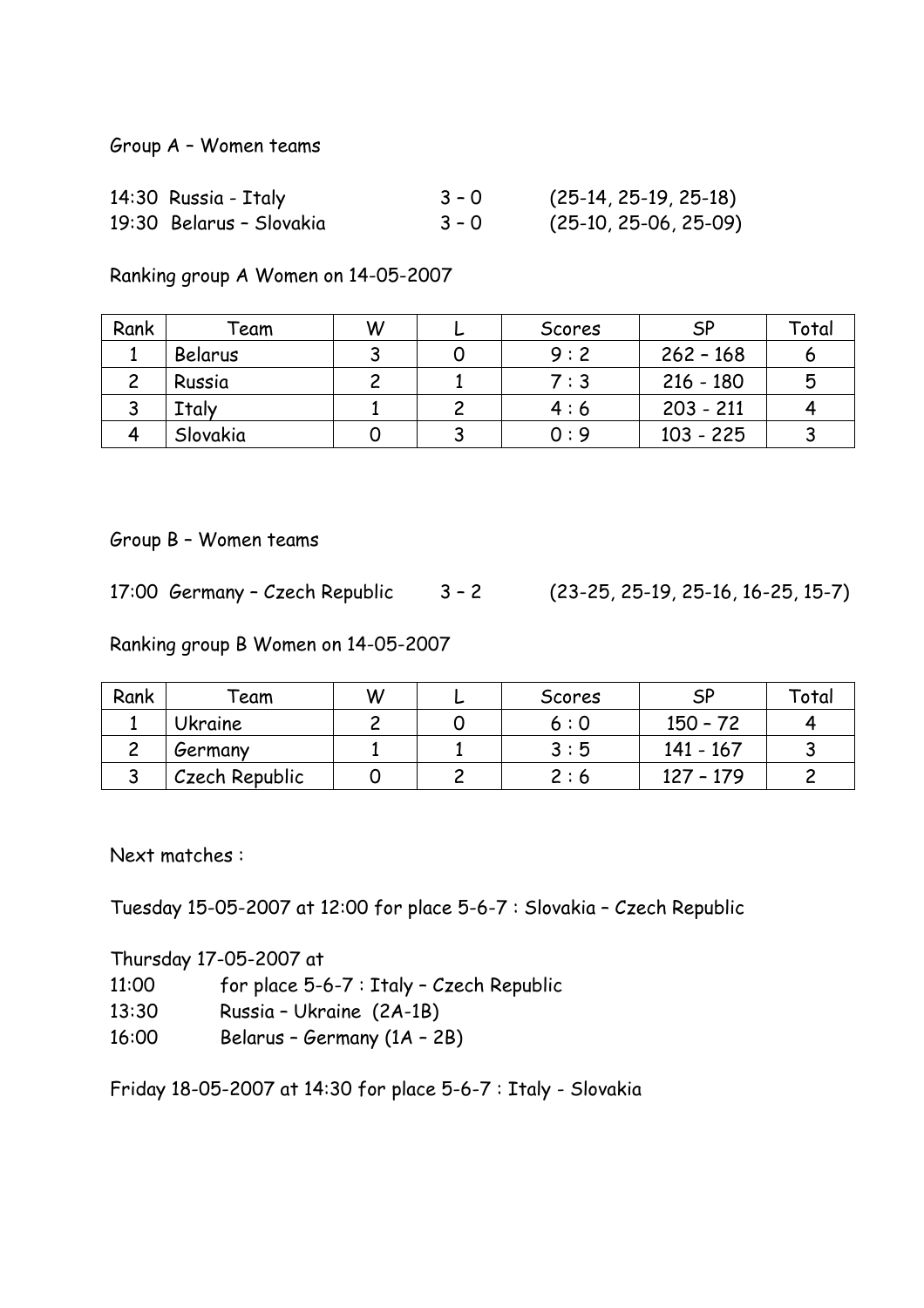Group A – Women teams

14:30 Russia - Italy 3 – 0 (25-14, 25-19, 25-18)
19:30 Belarus – Slovakia 3 – 0 (25-10, 25-06, 25-09)

Ranking group A Women on 14-05-2007

| Rank | Team | W | L | Scores | SP | Total |
|---|---|---|---|---|---|---|
| 1 | Belarus | 3 | 0 | 9 : 2 | 262 – 168 | 6 |
| 2 | Russia | 2 | 1 | 7 : 3 | 216 - 180 | 5 |
| 3 | Italy | 1 | 2 | 4 : 6 | 203 - 211 | 4 |
| 4 | Slovakia | 0 | 3 | 0 : 9 | 103 - 225 | 3 |

Group B – Women teams

17:00 Germany – Czech Republic 3 – 2 (23-25, 25-19, 25-16, 16-25, 15-7)

Ranking group B Women on 14-05-2007

| Rank | Team | W | L | Scores | SP | Total |
|---|---|---|---|---|---|---|
| 1 | Ukraine | 2 | 0 | 6 : 0 | 150 – 72 | 4 |
| 2 | Germany | 1 | 1 | 3 : 5 | 141 - 167 | 3 |
| 3 | Czech Republic | 0 | 2 | 2 : 6 | 127 – 179 | 2 |

Next matches :

Tuesday 15-05-2007 at 12:00 for place 5-6-7 : Slovakia – Czech Republic

Thursday 17-05-2007 at
11:00 for place 5-6-7 : Italy – Czech Republic
13:30 Russia – Ukraine (2A-1B)
16:00 Belarus – Germany (1A – 2B)

Friday 18-05-2007 at 14:30 for place 5-6-7 : Italy - Slovakia